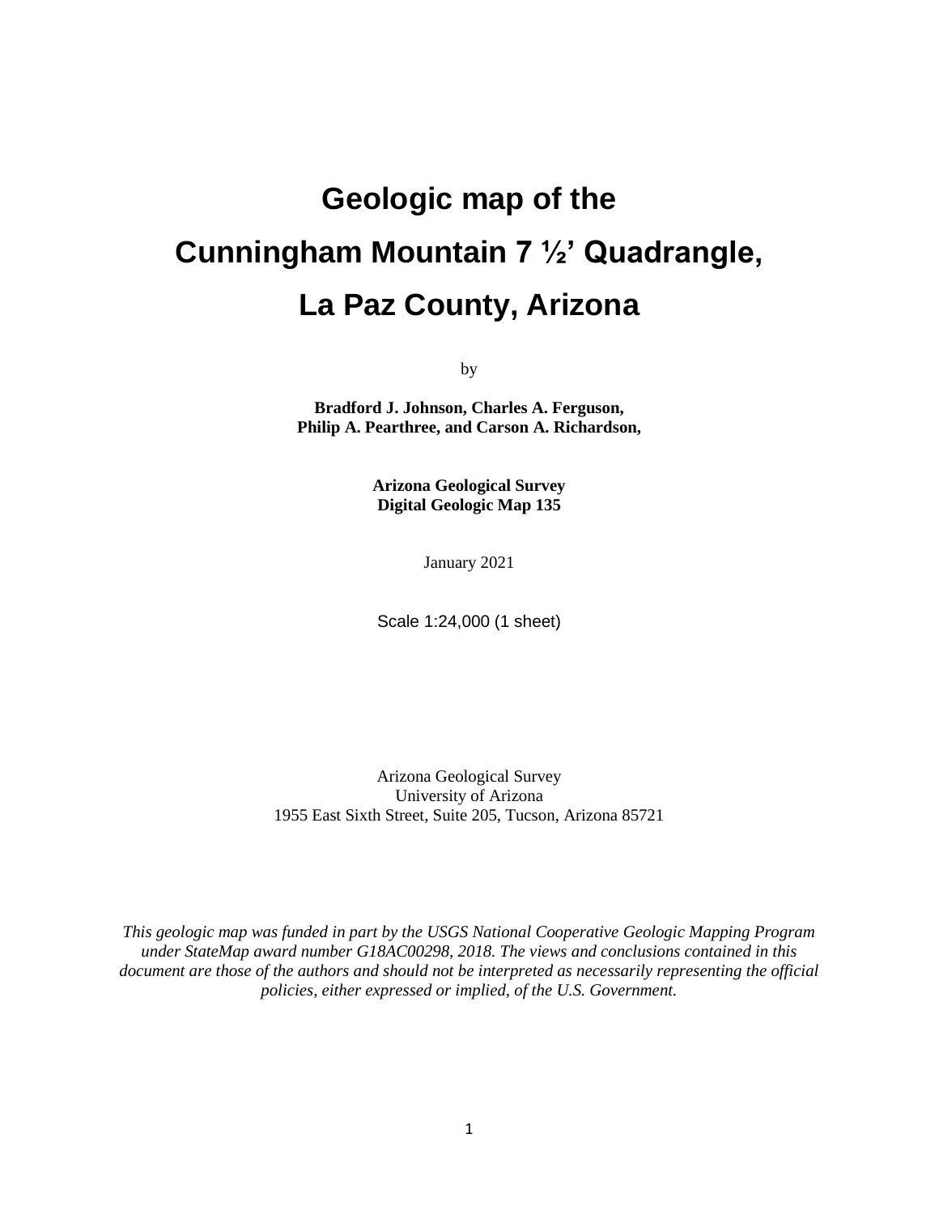# Geologic map of the Cunningham Mountain 7 ½' Quadrangle, La Paz County, Arizona

by

**Bradford J. Johnson, Charles A. Ferguson, Philip A. Pearthree, and Carson A. Richardson,**

**Arizona Geological Survey**
**Digital Geologic Map 135**

January 2021

Scale 1:24,000 (1 sheet)

Arizona Geological Survey
University of Arizona
1955 East Sixth Street, Suite 205, Tucson, Arizona 85721

*This geologic map was funded in part by the USGS National Cooperative Geologic Mapping Program under StateMap award number G18AC00298, 2018. The views and conclusions contained in this document are those of the authors and should not be interpreted as necessarily representing the official policies, either expressed or implied, of the U.S. Government.*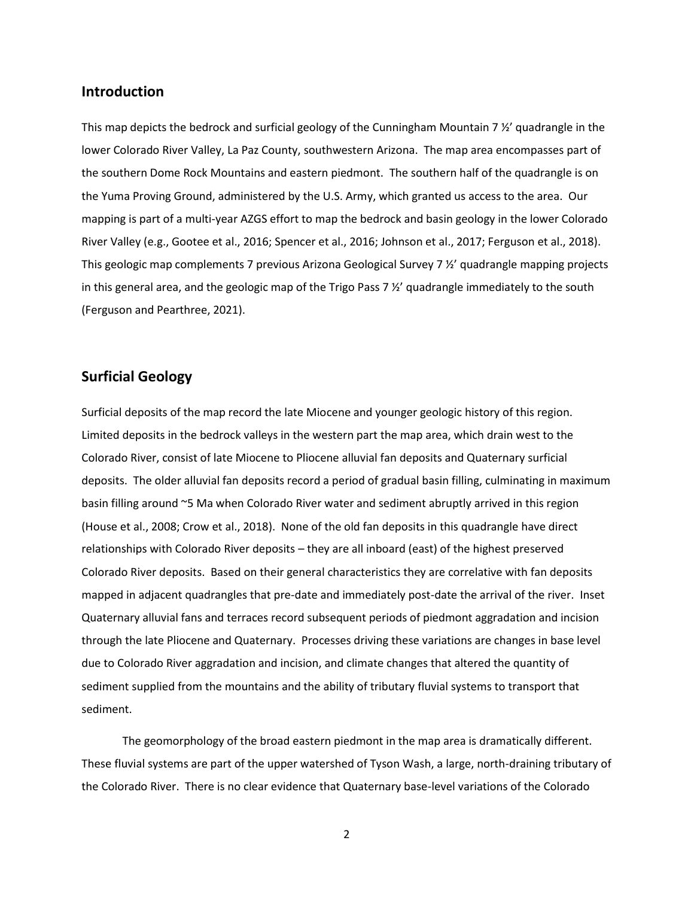## Introduction

This map depicts the bedrock and surficial geology of the Cunningham Mountain 7 ½' quadrangle in the lower Colorado River Valley, La Paz County, southwestern Arizona. The map area encompasses part of the southern Dome Rock Mountains and eastern piedmont. The southern half of the quadrangle is on the Yuma Proving Ground, administered by the U.S. Army, which granted us access to the area. Our mapping is part of a multi-year AZGS effort to map the bedrock and basin geology in the lower Colorado River Valley (e.g., Gootee et al., 2016; Spencer et al., 2016; Johnson et al., 2017; Ferguson et al., 2018). This geologic map complements 7 previous Arizona Geological Survey 7 ½' quadrangle mapping projects in this general area, and the geologic map of the Trigo Pass 7 ½' quadrangle immediately to the south (Ferguson and Pearthree, 2021).

## Surficial Geology

Surficial deposits of the map record the late Miocene and younger geologic history of this region. Limited deposits in the bedrock valleys in the western part the map area, which drain west to the Colorado River, consist of late Miocene to Pliocene alluvial fan deposits and Quaternary surficial deposits. The older alluvial fan deposits record a period of gradual basin filling, culminating in maximum basin filling around ~5 Ma when Colorado River water and sediment abruptly arrived in this region (House et al., 2008; Crow et al., 2018). None of the old fan deposits in this quadrangle have direct relationships with Colorado River deposits – they are all inboard (east) of the highest preserved Colorado River deposits. Based on their general characteristics they are correlative with fan deposits mapped in adjacent quadrangles that pre-date and immediately post-date the arrival of the river. Inset Quaternary alluvial fans and terraces record subsequent periods of piedmont aggradation and incision through the late Pliocene and Quaternary. Processes driving these variations are changes in base level due to Colorado River aggradation and incision, and climate changes that altered the quantity of sediment supplied from the mountains and the ability of tributary fluvial systems to transport that sediment.

The geomorphology of the broad eastern piedmont in the map area is dramatically different. These fluvial systems are part of the upper watershed of Tyson Wash, a large, north-draining tributary of the Colorado River. There is no clear evidence that Quaternary base-level variations of the Colorado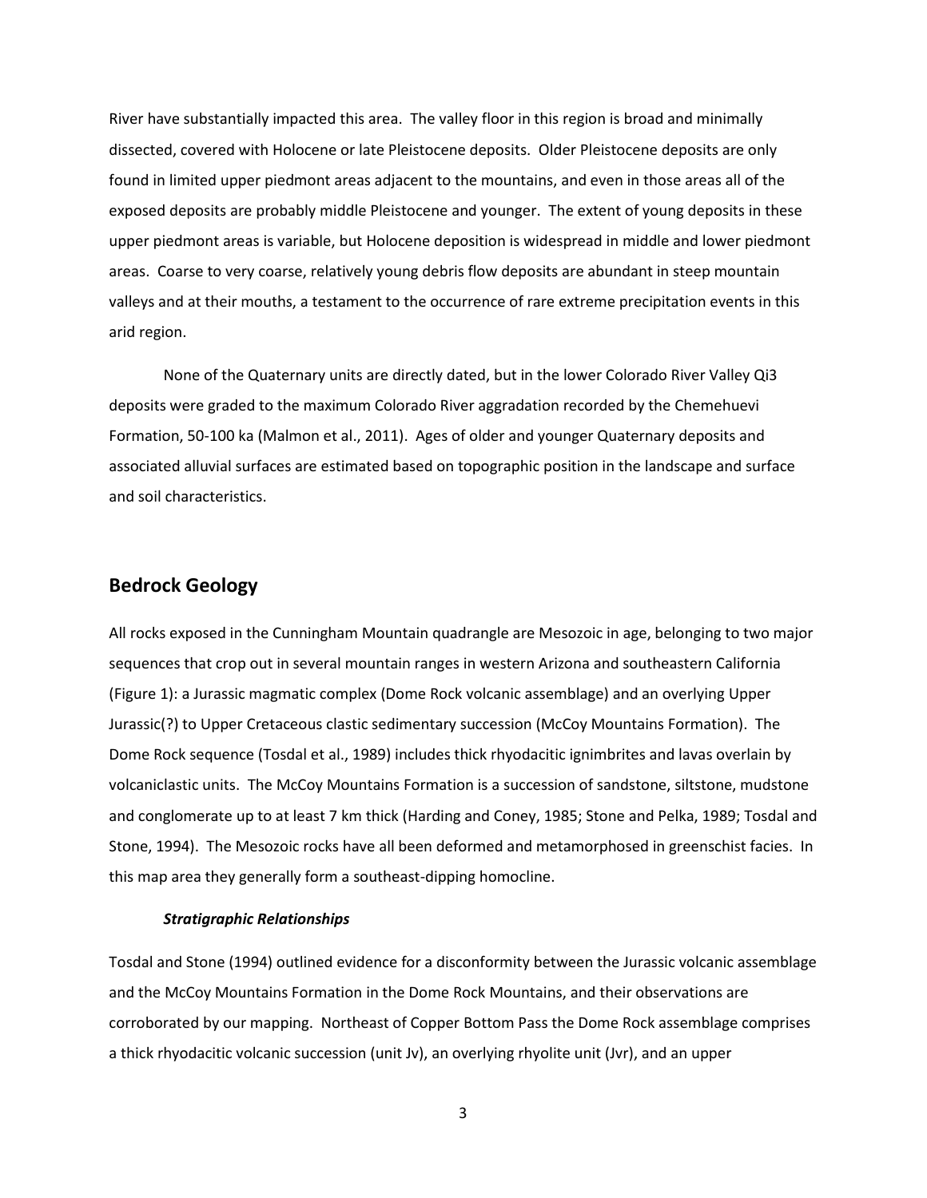River have substantially impacted this area. The valley floor in this region is broad and minimally dissected, covered with Holocene or late Pleistocene deposits. Older Pleistocene deposits are only found in limited upper piedmont areas adjacent to the mountains, and even in those areas all of the exposed deposits are probably middle Pleistocene and younger. The extent of young deposits in these upper piedmont areas is variable, but Holocene deposition is widespread in middle and lower piedmont areas. Coarse to very coarse, relatively young debris flow deposits are abundant in steep mountain valleys and at their mouths, a testament to the occurrence of rare extreme precipitation events in this arid region.

None of the Quaternary units are directly dated, but in the lower Colorado River Valley Qi3 deposits were graded to the maximum Colorado River aggradation recorded by the Chemehuevi Formation, 50-100 ka (Malmon et al., 2011). Ages of older and younger Quaternary deposits and associated alluvial surfaces are estimated based on topographic position in the landscape and surface and soil characteristics.

## Bedrock Geology

All rocks exposed in the Cunningham Mountain quadrangle are Mesozoic in age, belonging to two major sequences that crop out in several mountain ranges in western Arizona and southeastern California (Figure 1): a Jurassic magmatic complex (Dome Rock volcanic assemblage) and an overlying Upper Jurassic(?) to Upper Cretaceous clastic sedimentary succession (McCoy Mountains Formation). The Dome Rock sequence (Tosdal et al., 1989) includes thick rhyodacitic ignimbrites and lavas overlain by volcaniclastic units. The McCoy Mountains Formation is a succession of sandstone, siltstone, mudstone and conglomerate up to at least 7 km thick (Harding and Coney, 1985; Stone and Pelka, 1989; Tosdal and Stone, 1994). The Mesozoic rocks have all been deformed and metamorphosed in greenschist facies. In this map area they generally form a southeast-dipping homocline.

### *Stratigraphic Relationships*

Tosdal and Stone (1994) outlined evidence for a disconformity between the Jurassic volcanic assemblage and the McCoy Mountains Formation in the Dome Rock Mountains, and their observations are corroborated by our mapping. Northeast of Copper Bottom Pass the Dome Rock assemblage comprises a thick rhyodacitic volcanic succession (unit Jv), an overlying rhyolite unit (Jvr), and an upper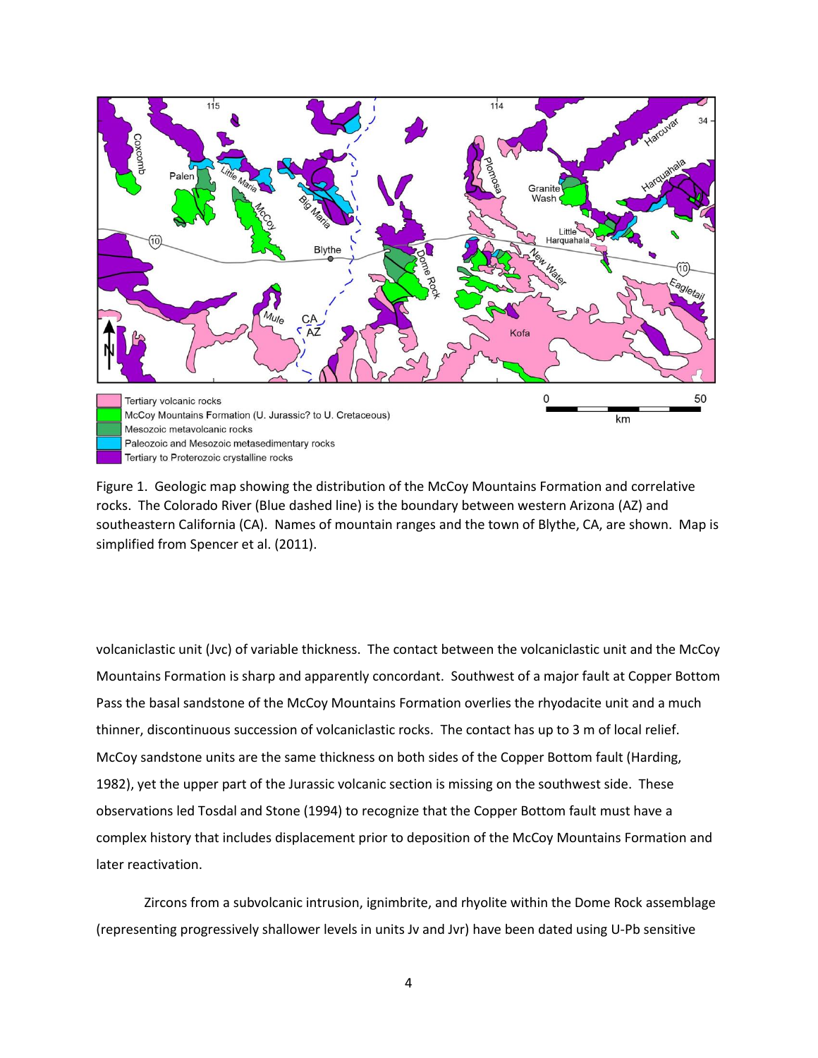Figure 1. Geologic map showing the distribution of the McCoy Mountains Formation and correlative rocks. The Colorado River (Blue dashed line) is the boundary between western Arizona (AZ) and southeastern California (CA). Names of mountain ranges and the town of Blythe, CA, are shown. Map is simplified from Spencer et al. (2011).

volcaniclastic unit (Jvc) of variable thickness. The contact between the volcaniclastic unit and the McCoy Mountains Formation is sharp and apparently concordant. Southwest of a major fault at Copper Bottom Pass the basal sandstone of the McCoy Mountains Formation overlies the rhyodacite unit and a much thinner, discontinuous succession of volcaniclastic rocks. The contact has up to 3 m of local relief. McCoy sandstone units are the same thickness on both sides of the Copper Bottom fault (Harding, 1982), yet the upper part of the Jurassic volcanic section is missing on the southwest side. These observations led Tosdal and Stone (1994) to recognize that the Copper Bottom fault must have a complex history that includes displacement prior to deposition of the McCoy Mountains Formation and later reactivation.

Zircons from a subvolcanic intrusion, ignimbrite, and rhyolite within the Dome Rock assemblage (representing progressively shallower levels in units Jv and Jvr) have been dated using U-Pb sensitive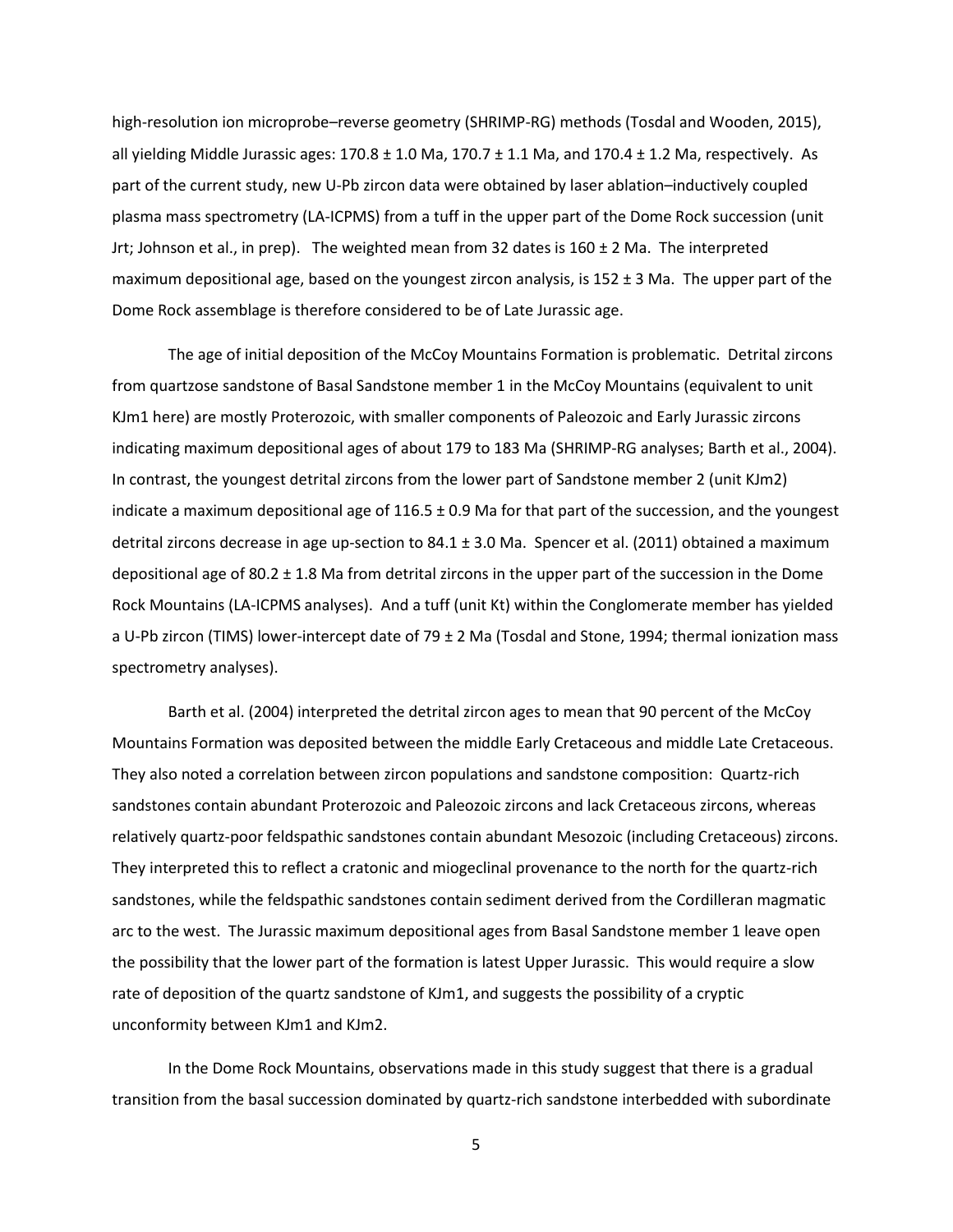high-resolution ion microprobe–reverse geometry (SHRIMP-RG) methods (Tosdal and Wooden, 2015), all yielding Middle Jurassic ages: 170.8 ± 1.0 Ma, 170.7 ± 1.1 Ma, and 170.4 ± 1.2 Ma, respectively. As part of the current study, new U-Pb zircon data were obtained by laser ablation–inductively coupled plasma mass spectrometry (LA-ICPMS) from a tuff in the upper part of the Dome Rock succession (unit Jrt; Johnson et al., in prep). The weighted mean from 32 dates is 160 ± 2 Ma. The interpreted maximum depositional age, based on the youngest zircon analysis, is 152 ± 3 Ma. The upper part of the Dome Rock assemblage is therefore considered to be of Late Jurassic age.

The age of initial deposition of the McCoy Mountains Formation is problematic. Detrital zircons from quartzose sandstone of Basal Sandstone member 1 in the McCoy Mountains (equivalent to unit KJm1 here) are mostly Proterozoic, with smaller components of Paleozoic and Early Jurassic zircons indicating maximum depositional ages of about 179 to 183 Ma (SHRIMP-RG analyses; Barth et al., 2004). In contrast, the youngest detrital zircons from the lower part of Sandstone member 2 (unit KJm2) indicate a maximum depositional age of 116.5 ± 0.9 Ma for that part of the succession, and the youngest detrital zircons decrease in age up-section to 84.1 ± 3.0 Ma. Spencer et al. (2011) obtained a maximum depositional age of 80.2 ± 1.8 Ma from detrital zircons in the upper part of the succession in the Dome Rock Mountains (LA-ICPMS analyses). And a tuff (unit Kt) within the Conglomerate member has yielded a U-Pb zircon (TIMS) lower-intercept date of 79 ± 2 Ma (Tosdal and Stone, 1994; thermal ionization mass spectrometry analyses).

Barth et al. (2004) interpreted the detrital zircon ages to mean that 90 percent of the McCoy Mountains Formation was deposited between the middle Early Cretaceous and middle Late Cretaceous. They also noted a correlation between zircon populations and sandstone composition: Quartz-rich sandstones contain abundant Proterozoic and Paleozoic zircons and lack Cretaceous zircons, whereas relatively quartz-poor feldspathic sandstones contain abundant Mesozoic (including Cretaceous) zircons. They interpreted this to reflect a cratonic and miogeclinal provenance to the north for the quartz-rich sandstones, while the feldspathic sandstones contain sediment derived from the Cordilleran magmatic arc to the west. The Jurassic maximum depositional ages from Basal Sandstone member 1 leave open the possibility that the lower part of the formation is latest Upper Jurassic. This would require a slow rate of deposition of the quartz sandstone of KJm1, and suggests the possibility of a cryptic unconformity between KJm1 and KJm2.

In the Dome Rock Mountains, observations made in this study suggest that there is a gradual transition from the basal succession dominated by quartz-rich sandstone interbedded with subordinate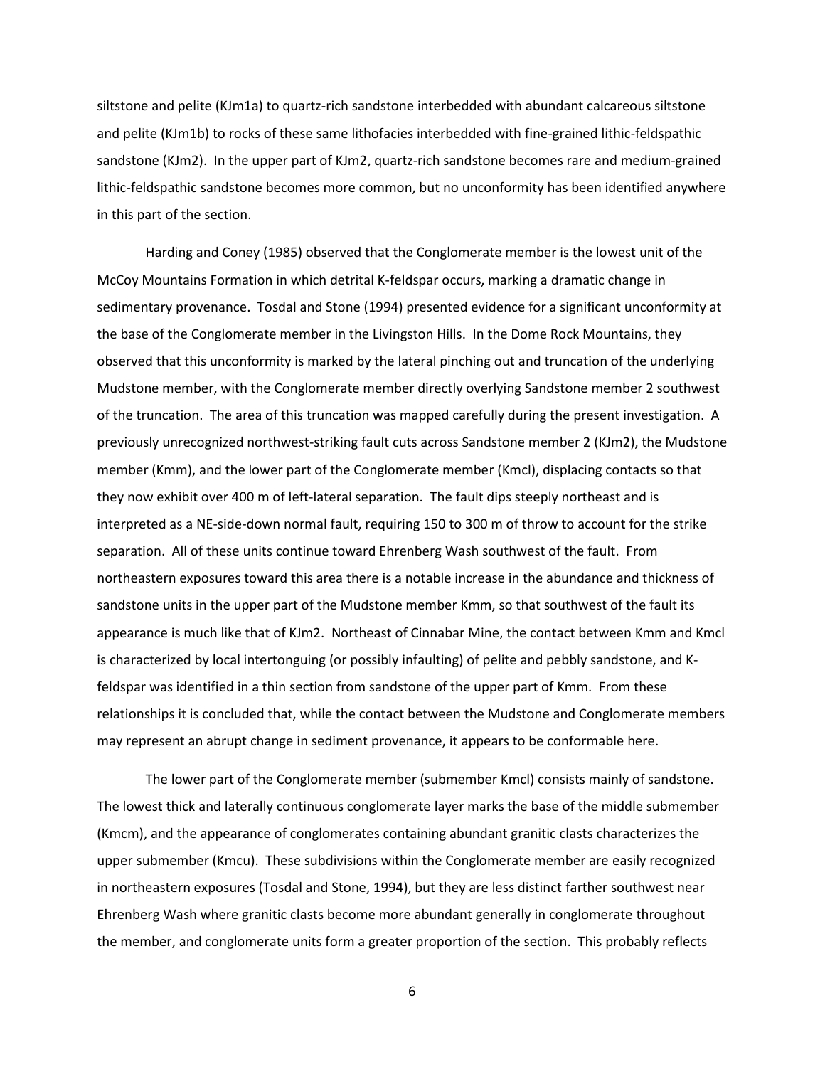siltstone and pelite (KJm1a) to quartz-rich sandstone interbedded with abundant calcareous siltstone and pelite (KJm1b) to rocks of these same lithofacies interbedded with fine-grained lithic-feldspathic sandstone (KJm2). In the upper part of KJm2, quartz-rich sandstone becomes rare and medium-grained lithic-feldspathic sandstone becomes more common, but no unconformity has been identified anywhere in this part of the section.

Harding and Coney (1985) observed that the Conglomerate member is the lowest unit of the McCoy Mountains Formation in which detrital K-feldspar occurs, marking a dramatic change in sedimentary provenance. Tosdal and Stone (1994) presented evidence for a significant unconformity at the base of the Conglomerate member in the Livingston Hills. In the Dome Rock Mountains, they observed that this unconformity is marked by the lateral pinching out and truncation of the underlying Mudstone member, with the Conglomerate member directly overlying Sandstone member 2 southwest of the truncation. The area of this truncation was mapped carefully during the present investigation. A previously unrecognized northwest-striking fault cuts across Sandstone member 2 (KJm2), the Mudstone member (Kmm), and the lower part of the Conglomerate member (Kmcl), displacing contacts so that they now exhibit over 400 m of left-lateral separation. The fault dips steeply northeast and is interpreted as a NE-side-down normal fault, requiring 150 to 300 m of throw to account for the strike separation. All of these units continue toward Ehrenberg Wash southwest of the fault. From northeastern exposures toward this area there is a notable increase in the abundance and thickness of sandstone units in the upper part of the Mudstone member Kmm, so that southwest of the fault its appearance is much like that of KJm2. Northeast of Cinnabar Mine, the contact between Kmm and Kmcl is characterized by local intertonguing (or possibly infaulting) of pelite and pebbly sandstone, and K-feldspar was identified in a thin section from sandstone of the upper part of Kmm. From these relationships it is concluded that, while the contact between the Mudstone and Conglomerate members may represent an abrupt change in sediment provenance, it appears to be conformable here.

The lower part of the Conglomerate member (submember Kmcl) consists mainly of sandstone. The lowest thick and laterally continuous conglomerate layer marks the base of the middle submember (Kmcm), and the appearance of conglomerates containing abundant granitic clasts characterizes the upper submember (Kmcu). These subdivisions within the Conglomerate member are easily recognized in northeastern exposures (Tosdal and Stone, 1994), but they are less distinct farther southwest near Ehrenberg Wash where granitic clasts become more abundant generally in conglomerate throughout the member, and conglomerate units form a greater proportion of the section. This probably reflects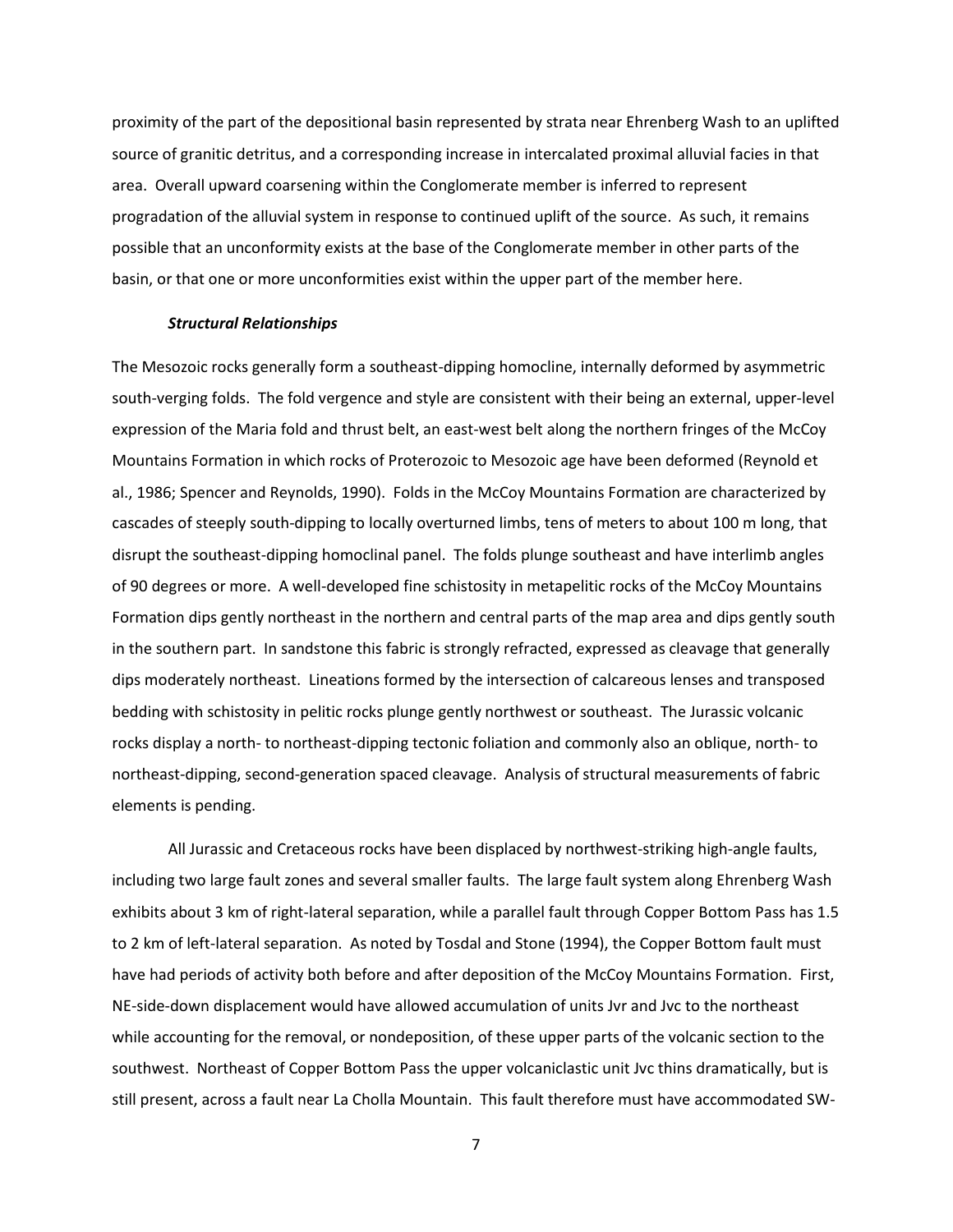proximity of the part of the depositional basin represented by strata near Ehrenberg Wash to an uplifted source of granitic detritus, and a corresponding increase in intercalated proximal alluvial facies in that area. Overall upward coarsening within the Conglomerate member is inferred to represent progradation of the alluvial system in response to continued uplift of the source. As such, it remains possible that an unconformity exists at the base of the Conglomerate member in other parts of the basin, or that one or more unconformities exist within the upper part of the member here.

### *Structural Relationships*

The Mesozoic rocks generally form a southeast-dipping homocline, internally deformed by asymmetric south-verging folds. The fold vergence and style are consistent with their being an external, upper-level expression of the Maria fold and thrust belt, an east-west belt along the northern fringes of the McCoy Mountains Formation in which rocks of Proterozoic to Mesozoic age have been deformed (Reynold et al., 1986; Spencer and Reynolds, 1990). Folds in the McCoy Mountains Formation are characterized by cascades of steeply south-dipping to locally overturned limbs, tens of meters to about 100 m long, that disrupt the southeast-dipping homoclinal panel. The folds plunge southeast and have interlimb angles of 90 degrees or more. A well-developed fine schistosity in metapelitic rocks of the McCoy Mountains Formation dips gently northeast in the northern and central parts of the map area and dips gently south in the southern part. In sandstone this fabric is strongly refracted, expressed as cleavage that generally dips moderately northeast. Lineations formed by the intersection of calcareous lenses and transposed bedding with schistosity in pelitic rocks plunge gently northwest or southeast. The Jurassic volcanic rocks display a north- to northeast-dipping tectonic foliation and commonly also an oblique, north- to northeast-dipping, second-generation spaced cleavage. Analysis of structural measurements of fabric elements is pending.

All Jurassic and Cretaceous rocks have been displaced by northwest-striking high-angle faults, including two large fault zones and several smaller faults. The large fault system along Ehrenberg Wash exhibits about 3 km of right-lateral separation, while a parallel fault through Copper Bottom Pass has 1.5 to 2 km of left-lateral separation. As noted by Tosdal and Stone (1994), the Copper Bottom fault must have had periods of activity both before and after deposition of the McCoy Mountains Formation. First, NE-side-down displacement would have allowed accumulation of units Jvr and Jvc to the northeast while accounting for the removal, or nondeposition, of these upper parts of the volcanic section to the southwest. Northeast of Copper Bottom Pass the upper volcaniclastic unit Jvc thins dramatically, but is still present, across a fault near La Cholla Mountain. This fault therefore must have accommodated SW-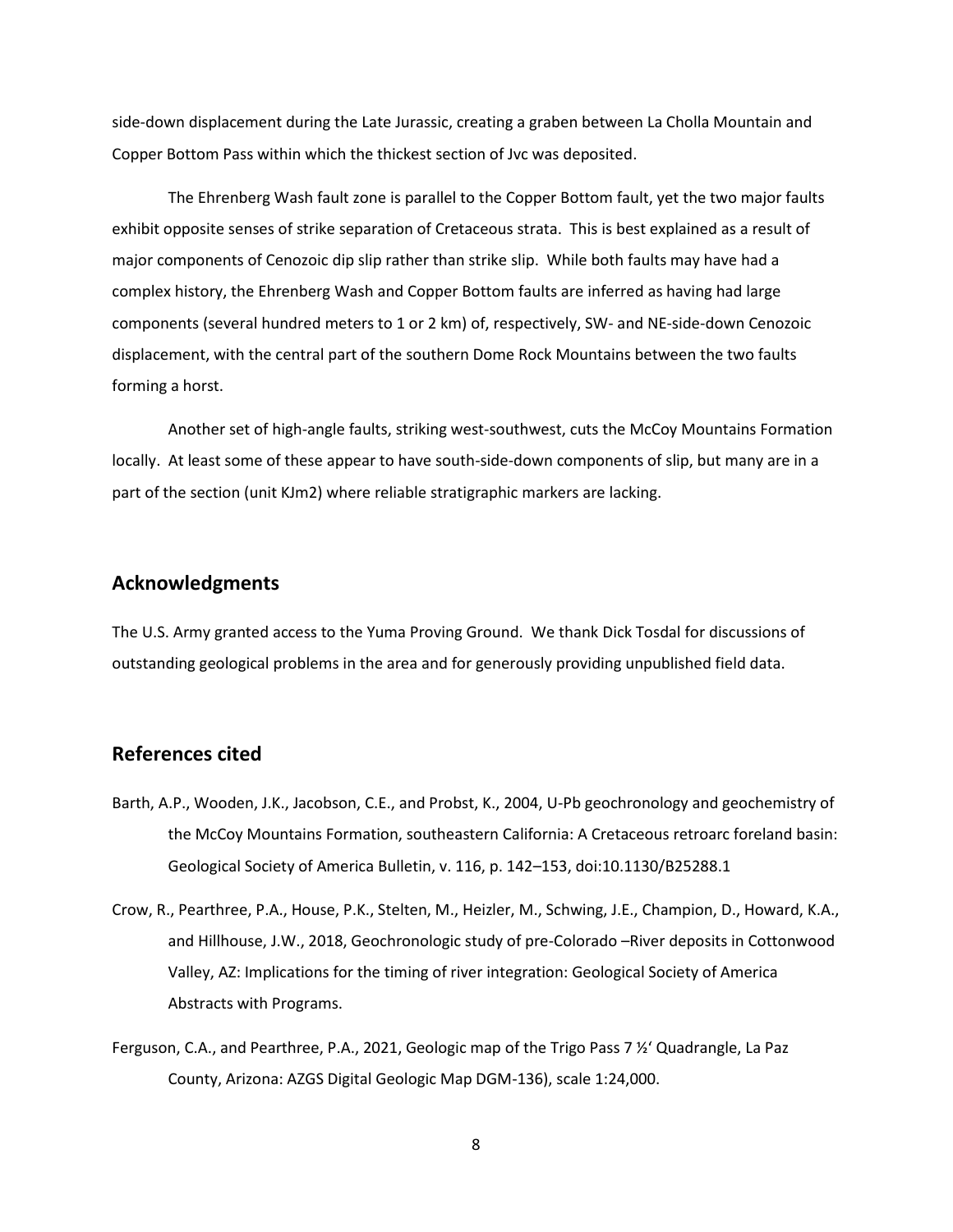side-down displacement during the Late Jurassic, creating a graben between La Cholla Mountain and Copper Bottom Pass within which the thickest section of Jvc was deposited.

The Ehrenberg Wash fault zone is parallel to the Copper Bottom fault, yet the two major faults exhibit opposite senses of strike separation of Cretaceous strata. This is best explained as a result of major components of Cenozoic dip slip rather than strike slip. While both faults may have had a complex history, the Ehrenberg Wash and Copper Bottom faults are inferred as having had large components (several hundred meters to 1 or 2 km) of, respectively, SW- and NE-side-down Cenozoic displacement, with the central part of the southern Dome Rock Mountains between the two faults forming a horst.

Another set of high-angle faults, striking west-southwest, cuts the McCoy Mountains Formation locally. At least some of these appear to have south-side-down components of slip, but many are in a part of the section (unit KJm2) where reliable stratigraphic markers are lacking.

## Acknowledgments

The U.S. Army granted access to the Yuma Proving Ground. We thank Dick Tosdal for discussions of outstanding geological problems in the area and for generously providing unpublished field data.

## References cited

Barth, A.P., Wooden, J.K., Jacobson, C.E., and Probst, K., 2004, U-Pb geochronology and geochemistry of the McCoy Mountains Formation, southeastern California: A Cretaceous retroarc foreland basin: Geological Society of America Bulletin, v. 116, p. 142–153, doi:10.1130/B25288.1

Crow, R., Pearthree, P.A., House, P.K., Stelten, M., Heizler, M., Schwing, J.E., Champion, D., Howard, K.A., and Hillhouse, J.W., 2018, Geochronologic study of pre-Colorado –River deposits in Cottonwood Valley, AZ: Implications for the timing of river integration: Geological Society of America Abstracts with Programs.

Ferguson, C.A., and Pearthree, P.A., 2021, Geologic map of the Trigo Pass 7 ½' Quadrangle, La Paz County, Arizona: AZGS Digital Geologic Map DGM-136), scale 1:24,000.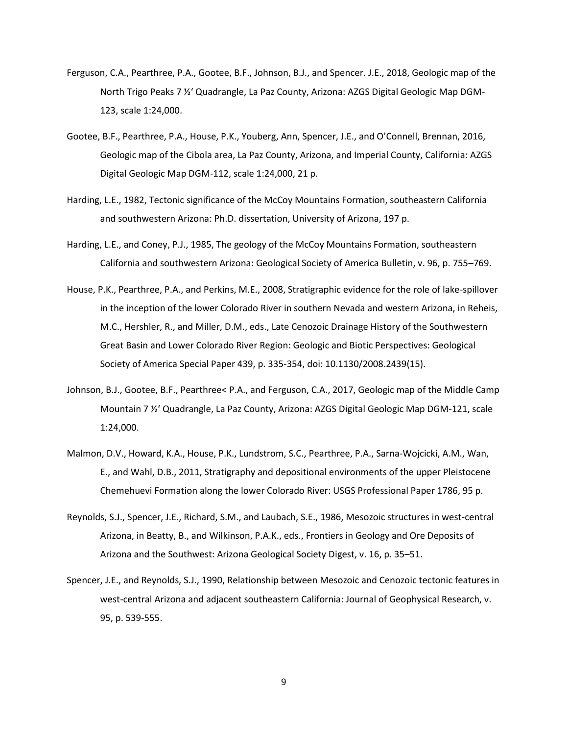Ferguson, C.A., Pearthree, P.A., Gootee, B.F., Johnson, B.J., and Spencer. J.E., 2018, Geologic map of the North Trigo Peaks 7 ½' Quadrangle, La Paz County, Arizona: AZGS Digital Geologic Map DGM-123, scale 1:24,000.

Gootee, B.F., Pearthree, P.A., House, P.K., Youberg, Ann, Spencer, J.E., and O'Connell, Brennan, 2016, Geologic map of the Cibola area, La Paz County, Arizona, and Imperial County, California: AZGS Digital Geologic Map DGM-112, scale 1:24,000, 21 p.

Harding, L.E., 1982, Tectonic significance of the McCoy Mountains Formation, southeastern California and southwestern Arizona: Ph.D. dissertation, University of Arizona, 197 p.

Harding, L.E., and Coney, P.J., 1985, The geology of the McCoy Mountains Formation, southeastern California and southwestern Arizona: Geological Society of America Bulletin, v. 96, p. 755–769.

House, P.K., Pearthree, P.A., and Perkins, M.E., 2008, Stratigraphic evidence for the role of lake-spillover in the inception of the lower Colorado River in southern Nevada and western Arizona, in Reheis, M.C., Hershler, R., and Miller, D.M., eds., Late Cenozoic Drainage History of the Southwestern Great Basin and Lower Colorado River Region: Geologic and Biotic Perspectives: Geological Society of America Special Paper 439, p. 335-354, doi: 10.1130/2008.2439(15).

Johnson, B.J., Gootee, B.F., Pearthree< P.A., and Ferguson, C.A., 2017, Geologic map of the Middle Camp Mountain 7 ½' Quadrangle, La Paz County, Arizona: AZGS Digital Geologic Map DGM-121, scale 1:24,000.

Malmon, D.V., Howard, K.A., House, P.K., Lundstrom, S.C., Pearthree, P.A., Sarna-Wojcicki, A.M., Wan, E., and Wahl, D.B., 2011, Stratigraphy and depositional environments of the upper Pleistocene Chemehuevi Formation along the lower Colorado River: USGS Professional Paper 1786, 95 p.

Reynolds, S.J., Spencer, J.E., Richard, S.M., and Laubach, S.E., 1986, Mesozoic structures in west-central Arizona, in Beatty, B., and Wilkinson, P.A.K., eds., Frontiers in Geology and Ore Deposits of Arizona and the Southwest: Arizona Geological Society Digest, v. 16, p. 35–51.

Spencer, J.E., and Reynolds, S.J., 1990, Relationship between Mesozoic and Cenozoic tectonic features in west-central Arizona and adjacent southeastern California: Journal of Geophysical Research, v. 95, p. 539-555.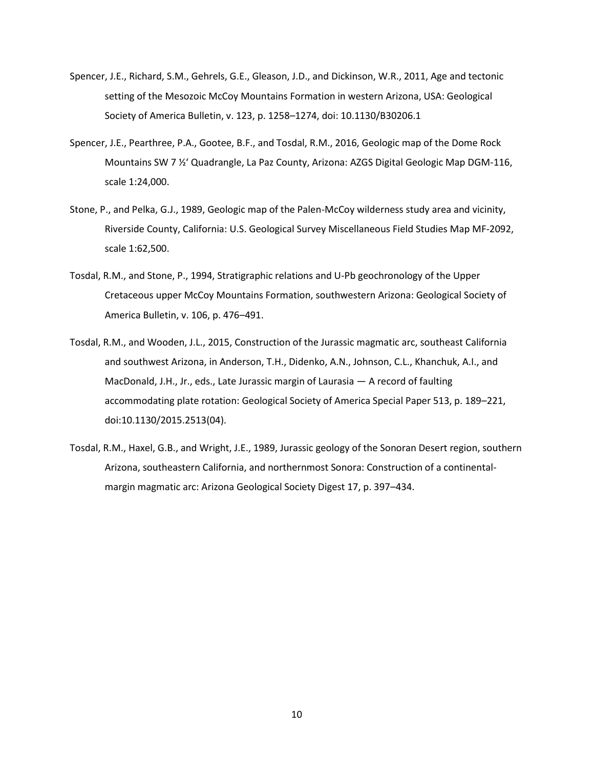Spencer, J.E., Richard, S.M., Gehrels, G.E., Gleason, J.D., and Dickinson, W.R., 2011, Age and tectonic setting of the Mesozoic McCoy Mountains Formation in western Arizona, USA: Geological Society of America Bulletin, v. 123, p. 1258–1274, doi: 10.1130/B30206.1

Spencer, J.E., Pearthree, P.A., Gootee, B.F., and Tosdal, R.M., 2016, Geologic map of the Dome Rock Mountains SW 7 ½' Quadrangle, La Paz County, Arizona: AZGS Digital Geologic Map DGM-116, scale 1:24,000.

Stone, P., and Pelka, G.J., 1989, Geologic map of the Palen-McCoy wilderness study area and vicinity, Riverside County, California: U.S. Geological Survey Miscellaneous Field Studies Map MF-2092, scale 1:62,500.

Tosdal, R.M., and Stone, P., 1994, Stratigraphic relations and U-Pb geochronology of the Upper Cretaceous upper McCoy Mountains Formation, southwestern Arizona: Geological Society of America Bulletin, v. 106, p. 476–491.

Tosdal, R.M., and Wooden, J.L., 2015, Construction of the Jurassic magmatic arc, southeast California and southwest Arizona, in Anderson, T.H., Didenko, A.N., Johnson, C.L., Khanchuk, A.I., and MacDonald, J.H., Jr., eds., Late Jurassic margin of Laurasia — A record of faulting accommodating plate rotation: Geological Society of America Special Paper 513, p. 189–221, doi:10.1130/2015.2513(04).

Tosdal, R.M., Haxel, G.B., and Wright, J.E., 1989, Jurassic geology of the Sonoran Desert region, southern Arizona, southeastern California, and northernmost Sonora: Construction of a continental-margin magmatic arc: Arizona Geological Society Digest 17, p. 397–434.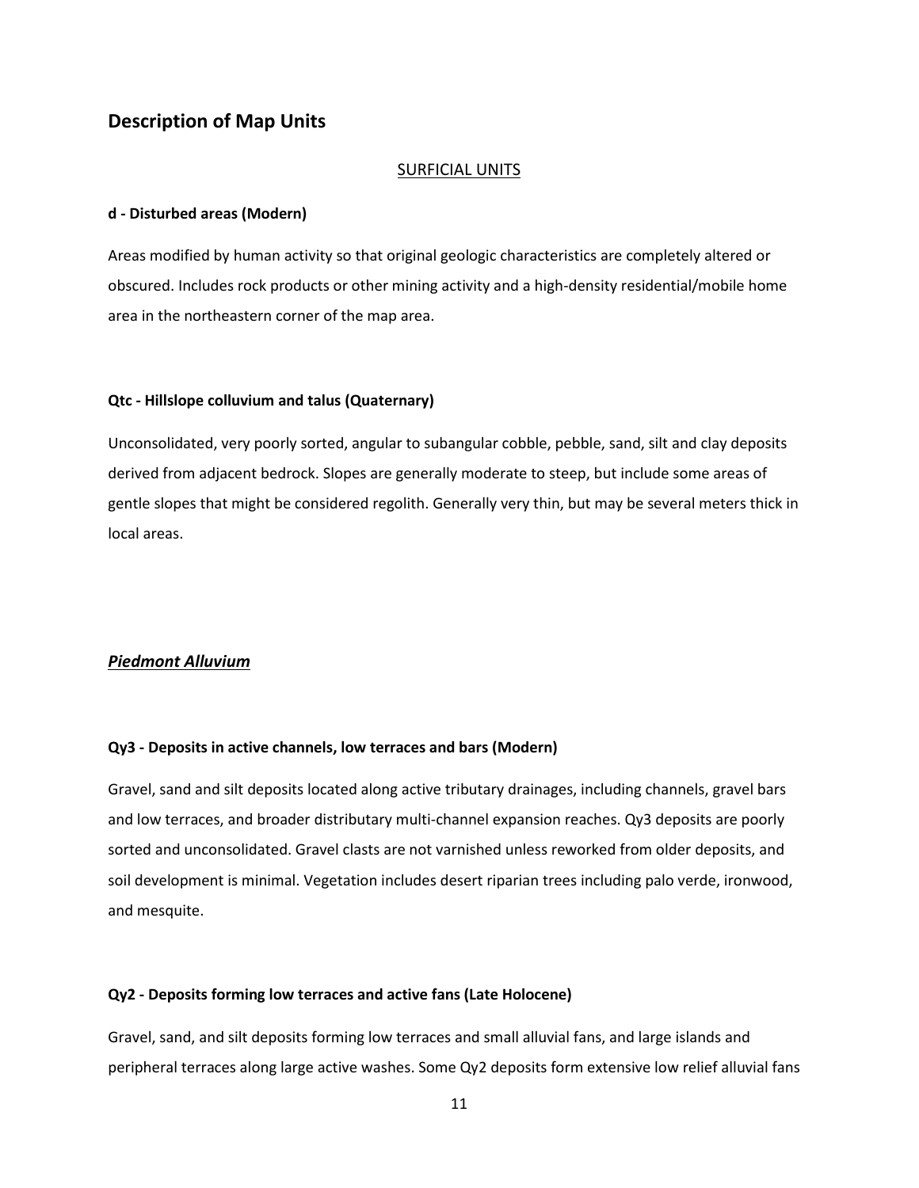## Description of Map Units

### SURFICIAL UNITS

**d - Disturbed areas (Modern)**

Areas modified by human activity so that original geologic characteristics are completely altered or obscured. Includes rock products or other mining activity and a high-density residential/mobile home area in the northeastern corner of the map area.

**Qtc - Hillslope colluvium and talus (Quaternary)**

Unconsolidated, very poorly sorted, angular to subangular cobble, pebble, sand, silt and clay deposits derived from adjacent bedrock. Slopes are generally moderate to steep, but include some areas of gentle slopes that might be considered regolith. Generally very thin, but may be several meters thick in local areas.

### ***Piedmont Alluvium***

**Qy3 - Deposits in active channels, low terraces and bars (Modern)**

Gravel, sand and silt deposits located along active tributary drainages, including channels, gravel bars and low terraces, and broader distributary multi-channel expansion reaches. Qy3 deposits are poorly sorted and unconsolidated. Gravel clasts are not varnished unless reworked from older deposits, and soil development is minimal. Vegetation includes desert riparian trees including palo verde, ironwood, and mesquite.

**Qy2 - Deposits forming low terraces and active fans (Late Holocene)**

Gravel, sand, and silt deposits forming low terraces and small alluvial fans, and large islands and peripheral terraces along large active washes. Some Qy2 deposits form extensive low relief alluvial fans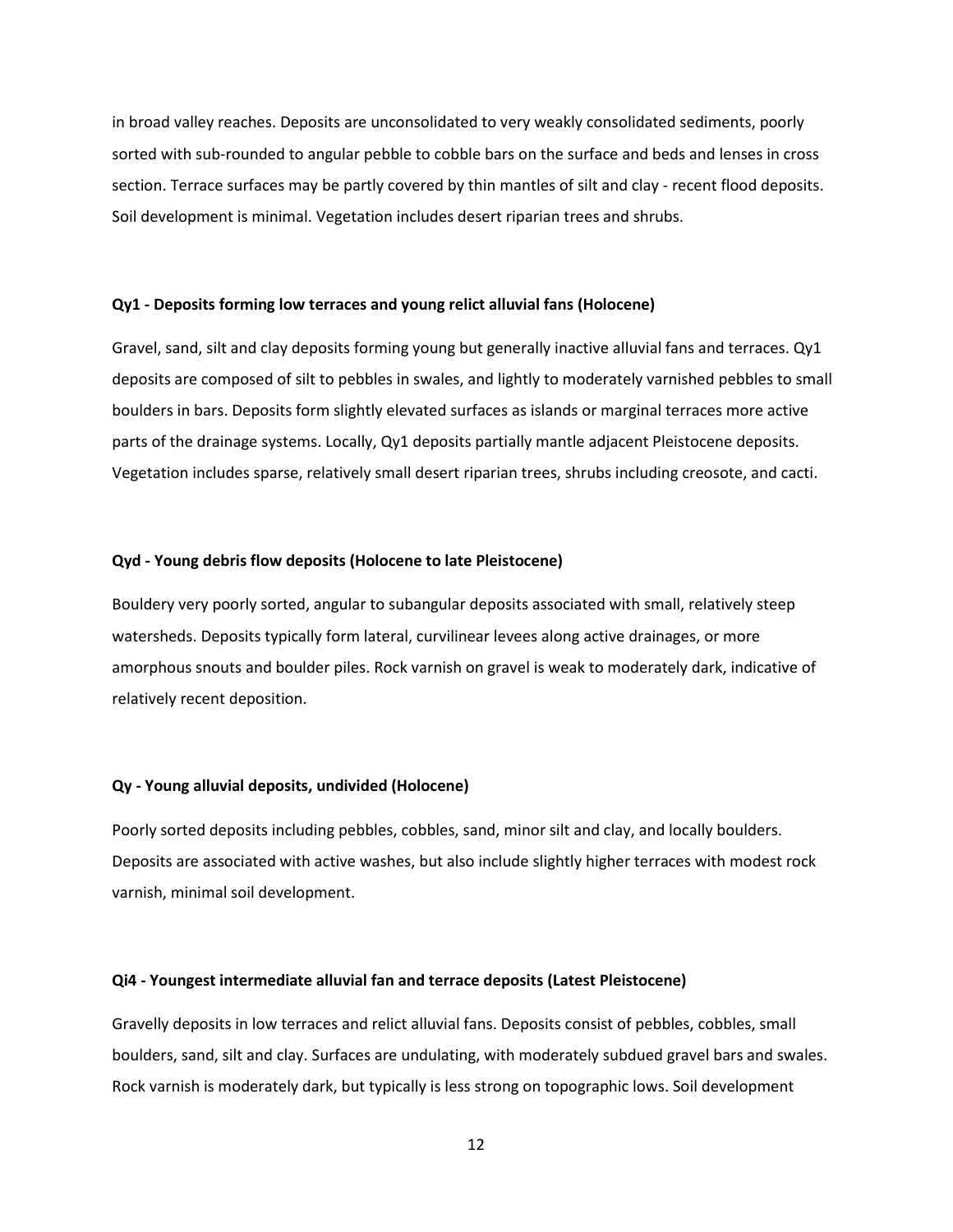in broad valley reaches. Deposits are unconsolidated to very weakly consolidated sediments, poorly sorted with sub-rounded to angular pebble to cobble bars on the surface and beds and lenses in cross section. Terrace surfaces may be partly covered by thin mantles of silt and clay - recent flood deposits. Soil development is minimal. Vegetation includes desert riparian trees and shrubs.

**Qy1 - Deposits forming low terraces and young relict alluvial fans (Holocene)**

Gravel, sand, silt and clay deposits forming young but generally inactive alluvial fans and terraces. Qy1 deposits are composed of silt to pebbles in swales, and lightly to moderately varnished pebbles to small boulders in bars. Deposits form slightly elevated surfaces as islands or marginal terraces more active parts of the drainage systems. Locally, Qy1 deposits partially mantle adjacent Pleistocene deposits. Vegetation includes sparse, relatively small desert riparian trees, shrubs including creosote, and cacti.

**Qyd - Young debris flow deposits (Holocene to late Pleistocene)**

Bouldery very poorly sorted, angular to subangular deposits associated with small, relatively steep watersheds. Deposits typically form lateral, curvilinear levees along active drainages, or more amorphous snouts and boulder piles. Rock varnish on gravel is weak to moderately dark, indicative of relatively recent deposition.

**Qy - Young alluvial deposits, undivided (Holocene)**

Poorly sorted deposits including pebbles, cobbles, sand, minor silt and clay, and locally boulders. Deposits are associated with active washes, but also include slightly higher terraces with modest rock varnish, minimal soil development.

**Qi4 - Youngest intermediate alluvial fan and terrace deposits (Latest Pleistocene)**

Gravelly deposits in low terraces and relict alluvial fans. Deposits consist of pebbles, cobbles, small boulders, sand, silt and clay. Surfaces are undulating, with moderately subdued gravel bars and swales. Rock varnish is moderately dark, but typically is less strong on topographic lows. Soil development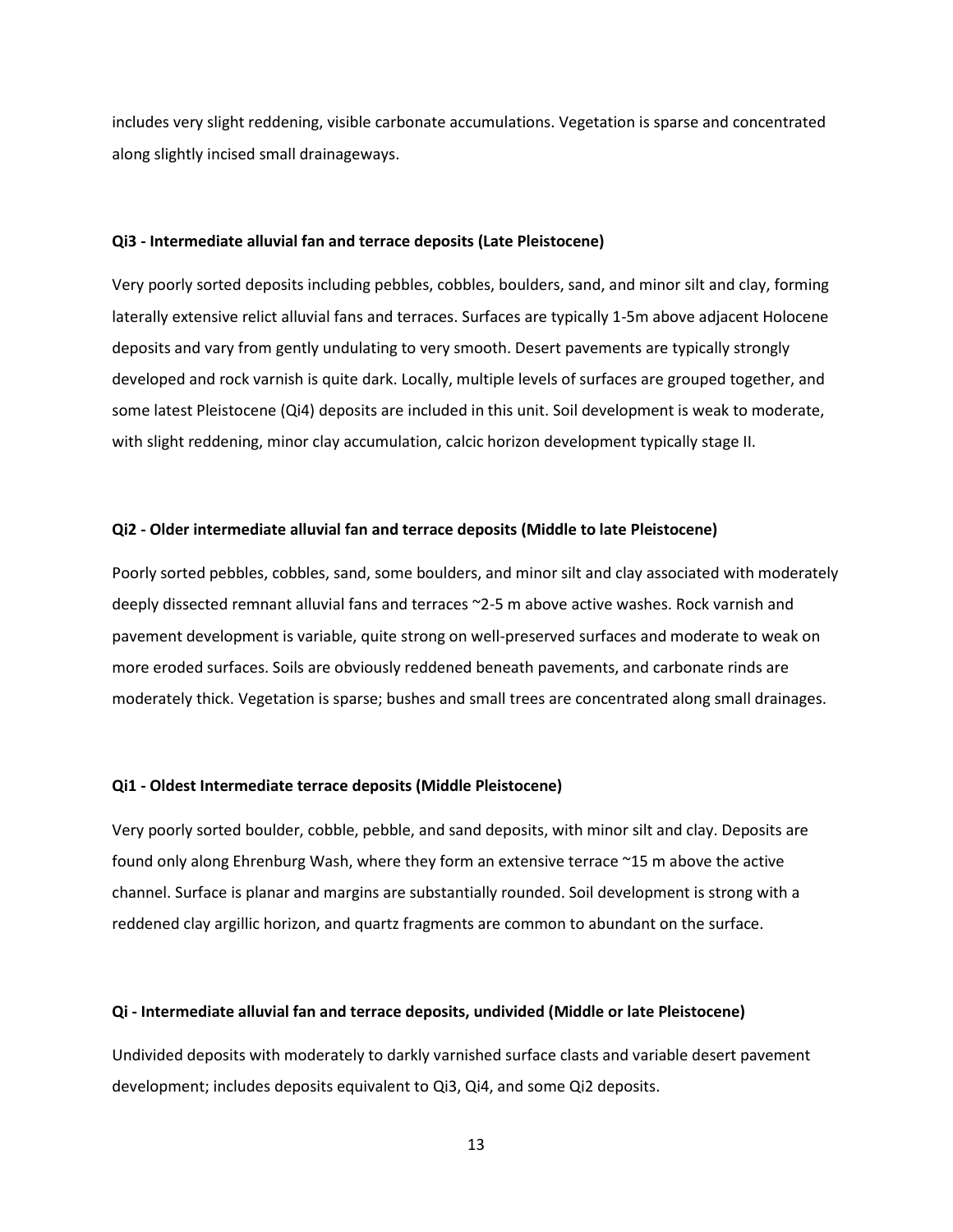includes very slight reddening, visible carbonate accumulations. Vegetation is sparse and concentrated along slightly incised small drainageways.

**Qi3 - Intermediate alluvial fan and terrace deposits (Late Pleistocene)**

Very poorly sorted deposits including pebbles, cobbles, boulders, sand, and minor silt and clay, forming laterally extensive relict alluvial fans and terraces. Surfaces are typically 1-5m above adjacent Holocene deposits and vary from gently undulating to very smooth. Desert pavements are typically strongly developed and rock varnish is quite dark. Locally, multiple levels of surfaces are grouped together, and some latest Pleistocene (Qi4) deposits are included in this unit. Soil development is weak to moderate, with slight reddening, minor clay accumulation, calcic horizon development typically stage II.

**Qi2 - Older intermediate alluvial fan and terrace deposits (Middle to late Pleistocene)**

Poorly sorted pebbles, cobbles, sand, some boulders, and minor silt and clay associated with moderately deeply dissected remnant alluvial fans and terraces ~2-5 m above active washes. Rock varnish and pavement development is variable, quite strong on well-preserved surfaces and moderate to weak on more eroded surfaces. Soils are obviously reddened beneath pavements, and carbonate rinds are moderately thick. Vegetation is sparse; bushes and small trees are concentrated along small drainages.

**Qi1 - Oldest Intermediate terrace deposits (Middle Pleistocene)**

Very poorly sorted boulder, cobble, pebble, and sand deposits, with minor silt and clay. Deposits are found only along Ehrenburg Wash, where they form an extensive terrace ~15 m above the active channel. Surface is planar and margins are substantially rounded. Soil development is strong with a reddened clay argillic horizon, and quartz fragments are common to abundant on the surface.

**Qi - Intermediate alluvial fan and terrace deposits, undivided (Middle or late Pleistocene)**

Undivided deposits with moderately to darkly varnished surface clasts and variable desert pavement development; includes deposits equivalent to Qi3, Qi4, and some Qi2 deposits.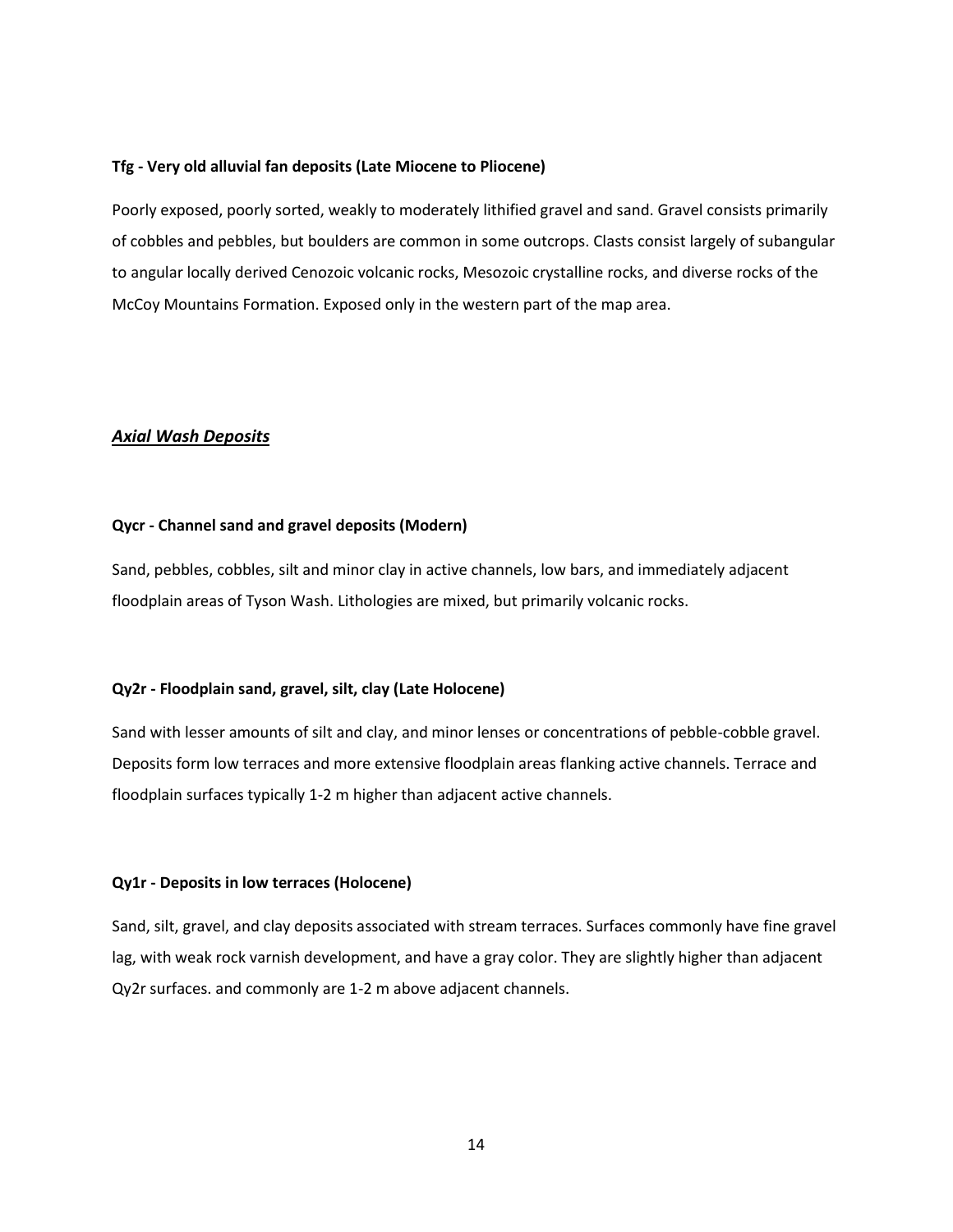**Tfg - Very old alluvial fan deposits (Late Miocene to Pliocene)**

Poorly exposed, poorly sorted, weakly to moderately lithified gravel and sand. Gravel consists primarily of cobbles and pebbles, but boulders are common in some outcrops. Clasts consist largely of subangular to angular locally derived Cenozoic volcanic rocks, Mesozoic crystalline rocks, and diverse rocks of the McCoy Mountains Formation. Exposed only in the western part of the map area.

## ***Axial Wash Deposits***

**Qycr - Channel sand and gravel deposits (Modern)**

Sand, pebbles, cobbles, silt and minor clay in active channels, low bars, and immediately adjacent floodplain areas of Tyson Wash. Lithologies are mixed, but primarily volcanic rocks.

**Qy2r - Floodplain sand, gravel, silt, clay (Late Holocene)**

Sand with lesser amounts of silt and clay, and minor lenses or concentrations of pebble-cobble gravel. Deposits form low terraces and more extensive floodplain areas flanking active channels. Terrace and floodplain surfaces typically 1-2 m higher than adjacent active channels.

**Qy1r - Deposits in low terraces (Holocene)**

Sand, silt, gravel, and clay deposits associated with stream terraces. Surfaces commonly have fine gravel lag, with weak rock varnish development, and have a gray color. They are slightly higher than adjacent Qy2r surfaces. and commonly are 1-2 m above adjacent channels.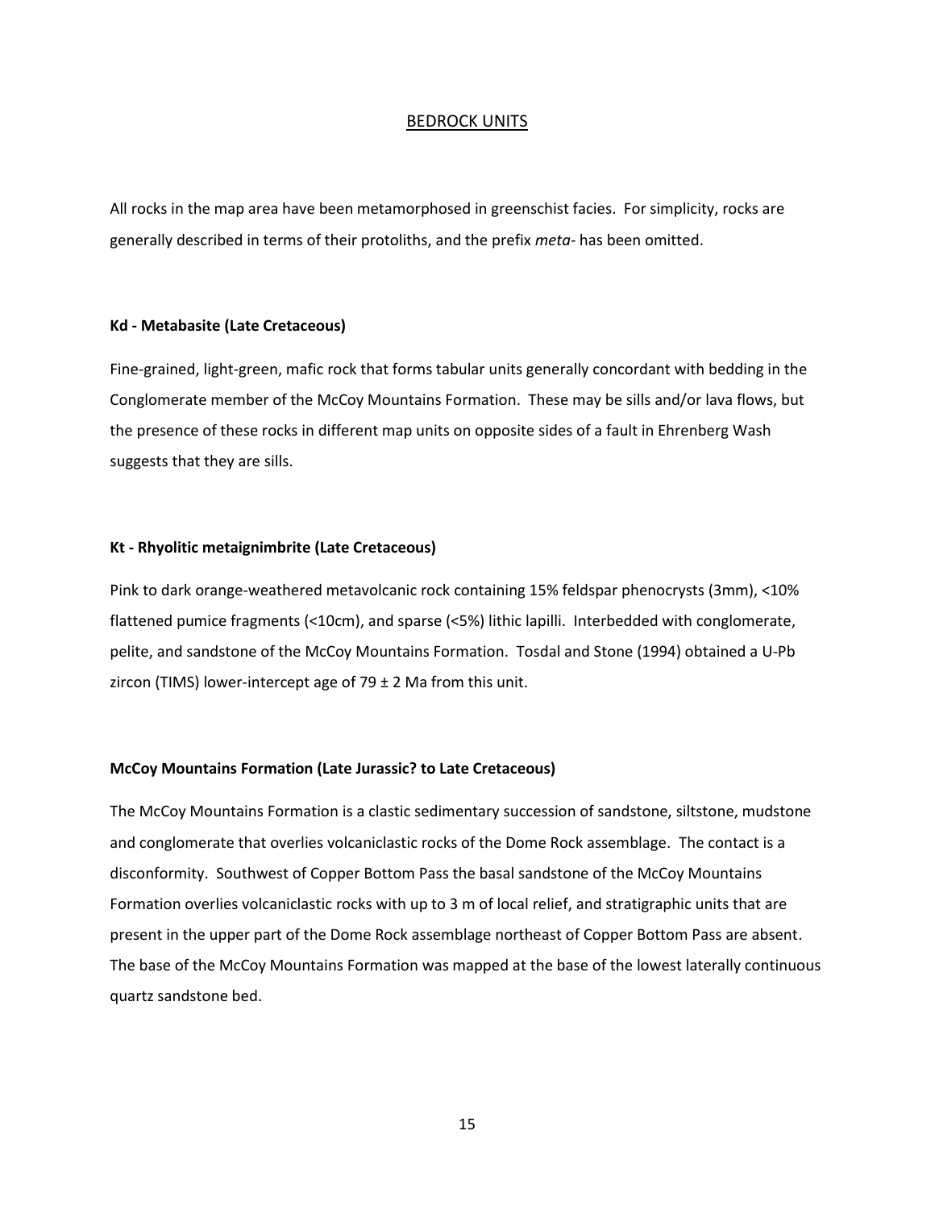## BEDROCK UNITS

All rocks in the map area have been metamorphosed in greenschist facies. For simplicity, rocks are generally described in terms of their protoliths, and the prefix *meta-* has been omitted.

### Kd - Metabasite (Late Cretaceous)

Fine-grained, light-green, mafic rock that forms tabular units generally concordant with bedding in the Conglomerate member of the McCoy Mountains Formation. These may be sills and/or lava flows, but the presence of these rocks in different map units on opposite sides of a fault in Ehrenberg Wash suggests that they are sills.

### Kt - Rhyolitic metaignimbrite (Late Cretaceous)

Pink to dark orange-weathered metavolcanic rock containing 15% feldspar phenocrysts (3mm), <10% flattened pumice fragments (<10cm), and sparse (<5%) lithic lapilli. Interbedded with conglomerate, pelite, and sandstone of the McCoy Mountains Formation. Tosdal and Stone (1994) obtained a U-Pb zircon (TIMS) lower-intercept age of 79 ± 2 Ma from this unit.

### McCoy Mountains Formation (Late Jurassic? to Late Cretaceous)

The McCoy Mountains Formation is a clastic sedimentary succession of sandstone, siltstone, mudstone and conglomerate that overlies volcaniclastic rocks of the Dome Rock assemblage. The contact is a disconformity. Southwest of Copper Bottom Pass the basal sandstone of the McCoy Mountains Formation overlies volcaniclastic rocks with up to 3 m of local relief, and stratigraphic units that are present in the upper part of the Dome Rock assemblage northeast of Copper Bottom Pass are absent. The base of the McCoy Mountains Formation was mapped at the base of the lowest laterally continuous quartz sandstone bed.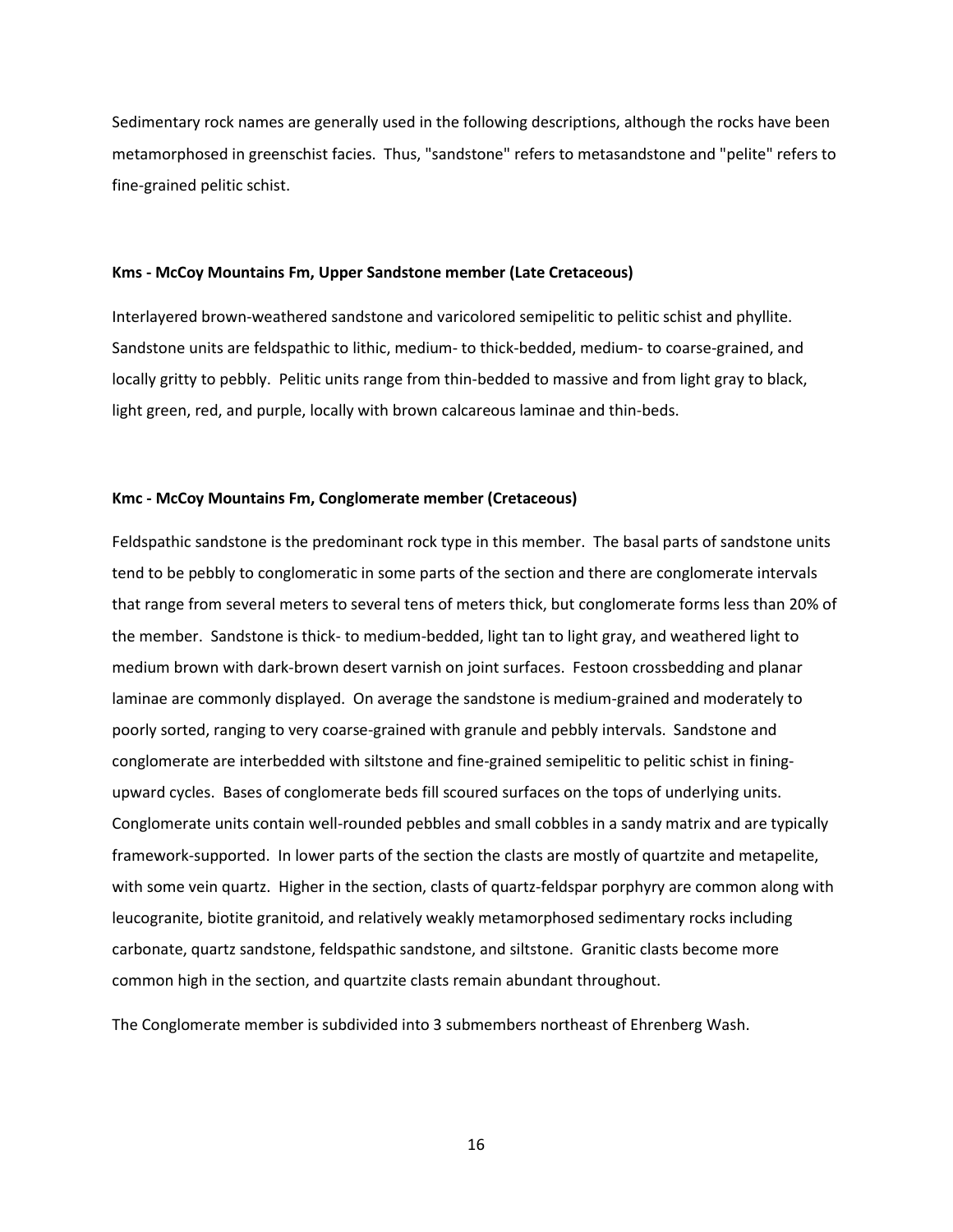Sedimentary rock names are generally used in the following descriptions, although the rocks have been metamorphosed in greenschist facies. Thus, "sandstone" refers to metasandstone and "pelite" refers to fine-grained pelitic schist.

**Kms - McCoy Mountains Fm, Upper Sandstone member (Late Cretaceous)**

Interlayered brown-weathered sandstone and varicolored semipelitic to pelitic schist and phyllite. Sandstone units are feldspathic to lithic, medium- to thick-bedded, medium- to coarse-grained, and locally gritty to pebbly. Pelitic units range from thin-bedded to massive and from light gray to black, light green, red, and purple, locally with brown calcareous laminae and thin-beds.

**Kmc - McCoy Mountains Fm, Conglomerate member (Cretaceous)**

Feldspathic sandstone is the predominant rock type in this member. The basal parts of sandstone units tend to be pebbly to conglomeratic in some parts of the section and there are conglomerate intervals that range from several meters to several tens of meters thick, but conglomerate forms less than 20% of the member. Sandstone is thick- to medium-bedded, light tan to light gray, and weathered light to medium brown with dark-brown desert varnish on joint surfaces. Festoon crossbedding and planar laminae are commonly displayed. On average the sandstone is medium-grained and moderately to poorly sorted, ranging to very coarse-grained with granule and pebbly intervals. Sandstone and conglomerate are interbedded with siltstone and fine-grained semipelitic to pelitic schist in fining-upward cycles. Bases of conglomerate beds fill scoured surfaces on the tops of underlying units. Conglomerate units contain well-rounded pebbles and small cobbles in a sandy matrix and are typically framework-supported. In lower parts of the section the clasts are mostly of quartzite and metapelite, with some vein quartz. Higher in the section, clasts of quartz-feldspar porphyry are common along with leucogranite, biotite granitoid, and relatively weakly metamorphosed sedimentary rocks including carbonate, quartz sandstone, feldspathic sandstone, and siltstone. Granitic clasts become more common high in the section, and quartzite clasts remain abundant throughout.

The Conglomerate member is subdivided into 3 submembers northeast of Ehrenberg Wash.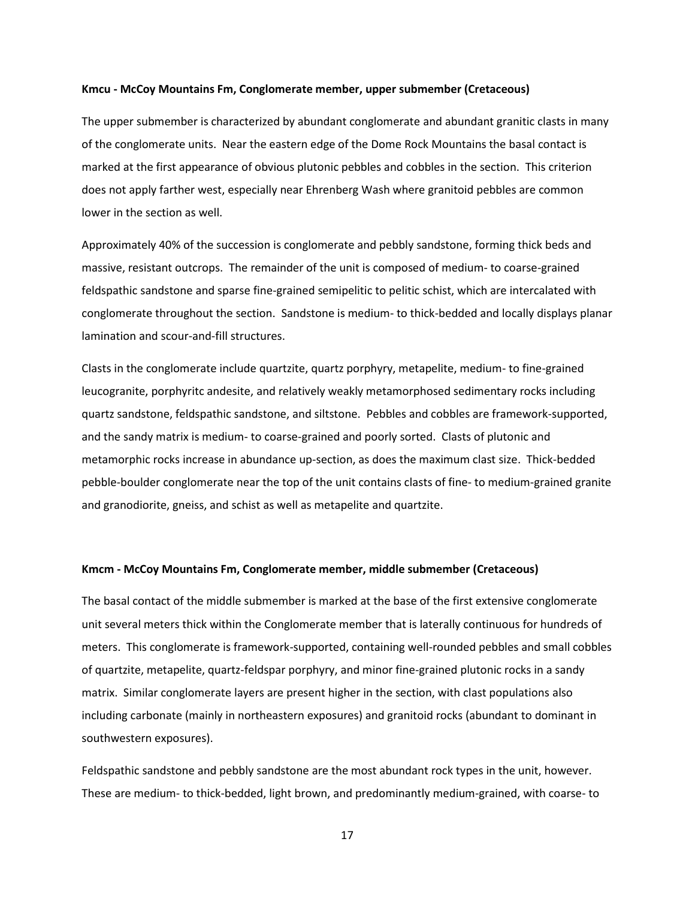**Kmcu - McCoy Mountains Fm, Conglomerate member, upper submember (Cretaceous)**

The upper submember is characterized by abundant conglomerate and abundant granitic clasts in many of the conglomerate units. Near the eastern edge of the Dome Rock Mountains the basal contact is marked at the first appearance of obvious plutonic pebbles and cobbles in the section. This criterion does not apply farther west, especially near Ehrenberg Wash where granitoid pebbles are common lower in the section as well.

Approximately 40% of the succession is conglomerate and pebbly sandstone, forming thick beds and massive, resistant outcrops. The remainder of the unit is composed of medium- to coarse-grained feldspathic sandstone and sparse fine-grained semipelitic to pelitic schist, which are intercalated with conglomerate throughout the section. Sandstone is medium- to thick-bedded and locally displays planar lamination and scour-and-fill structures.

Clasts in the conglomerate include quartzite, quartz porphyry, metapelite, medium- to fine-grained leucogranite, porphyritc andesite, and relatively weakly metamorphosed sedimentary rocks including quartz sandstone, feldspathic sandstone, and siltstone. Pebbles and cobbles are framework-supported, and the sandy matrix is medium- to coarse-grained and poorly sorted. Clasts of plutonic and metamorphic rocks increase in abundance up-section, as does the maximum clast size. Thick-bedded pebble-boulder conglomerate near the top of the unit contains clasts of fine- to medium-grained granite and granodiorite, gneiss, and schist as well as metapelite and quartzite.

**Kmcm - McCoy Mountains Fm, Conglomerate member, middle submember (Cretaceous)**

The basal contact of the middle submember is marked at the base of the first extensive conglomerate unit several meters thick within the Conglomerate member that is laterally continuous for hundreds of meters. This conglomerate is framework-supported, containing well-rounded pebbles and small cobbles of quartzite, metapelite, quartz-feldspar porphyry, and minor fine-grained plutonic rocks in a sandy matrix. Similar conglomerate layers are present higher in the section, with clast populations also including carbonate (mainly in northeastern exposures) and granitoid rocks (abundant to dominant in southwestern exposures).

Feldspathic sandstone and pebbly sandstone are the most abundant rock types in the unit, however. These are medium- to thick-bedded, light brown, and predominantly medium-grained, with coarse- to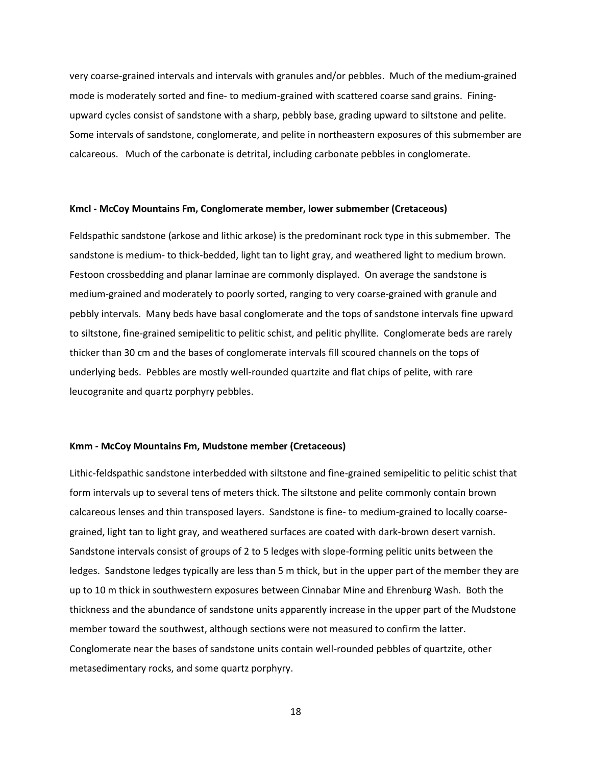very coarse-grained intervals and intervals with granules and/or pebbles. Much of the medium-grained mode is moderately sorted and fine- to medium-grained with scattered coarse sand grains. Fining-upward cycles consist of sandstone with a sharp, pebbly base, grading upward to siltstone and pelite. Some intervals of sandstone, conglomerate, and pelite in northeastern exposures of this submember are calcareous. Much of the carbonate is detrital, including carbonate pebbles in conglomerate.

**Kmcl - McCoy Mountains Fm, Conglomerate member, lower submember (Cretaceous)**

Feldspathic sandstone (arkose and lithic arkose) is the predominant rock type in this submember. The sandstone is medium- to thick-bedded, light tan to light gray, and weathered light to medium brown. Festoon crossbedding and planar laminae are commonly displayed. On average the sandstone is medium-grained and moderately to poorly sorted, ranging to very coarse-grained with granule and pebbly intervals. Many beds have basal conglomerate and the tops of sandstone intervals fine upward to siltstone, fine-grained semipelitic to pelitic schist, and pelitic phyllite. Conglomerate beds are rarely thicker than 30 cm and the bases of conglomerate intervals fill scoured channels on the tops of underlying beds. Pebbles are mostly well-rounded quartzite and flat chips of pelite, with rare leucogranite and quartz porphyry pebbles.

**Kmm - McCoy Mountains Fm, Mudstone member (Cretaceous)**

Lithic-feldspathic sandstone interbedded with siltstone and fine-grained semipelitic to pelitic schist that form intervals up to several tens of meters thick. The siltstone and pelite commonly contain brown calcareous lenses and thin transposed layers. Sandstone is fine- to medium-grained to locally coarse-grained, light tan to light gray, and weathered surfaces are coated with dark-brown desert varnish. Sandstone intervals consist of groups of 2 to 5 ledges with slope-forming pelitic units between the ledges. Sandstone ledges typically are less than 5 m thick, but in the upper part of the member they are up to 10 m thick in southwestern exposures between Cinnabar Mine and Ehrenburg Wash. Both the thickness and the abundance of sandstone units apparently increase in the upper part of the Mudstone member toward the southwest, although sections were not measured to confirm the latter. Conglomerate near the bases of sandstone units contain well-rounded pebbles of quartzite, other metasedimentary rocks, and some quartz porphyry.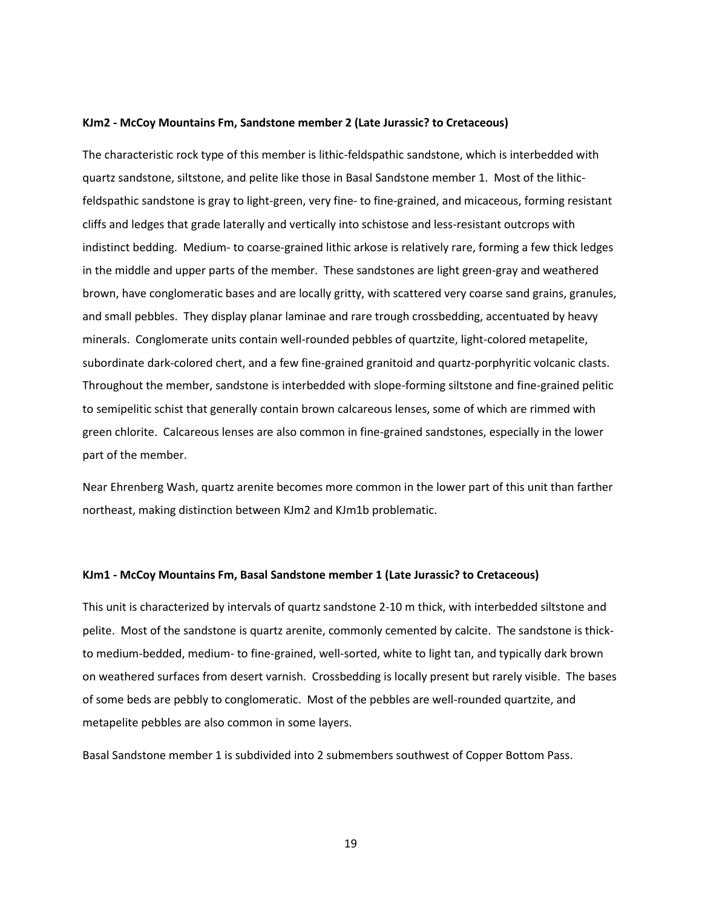**KJm2 - McCoy Mountains Fm, Sandstone member 2 (Late Jurassic? to Cretaceous)**

The characteristic rock type of this member is lithic-feldspathic sandstone, which is interbedded with quartz sandstone, siltstone, and pelite like those in Basal Sandstone member 1. Most of the lithic-feldspathic sandstone is gray to light-green, very fine- to fine-grained, and micaceous, forming resistant cliffs and ledges that grade laterally and vertically into schistose and less-resistant outcrops with indistinct bedding. Medium- to coarse-grained lithic arkose is relatively rare, forming a few thick ledges in the middle and upper parts of the member. These sandstones are light green-gray and weathered brown, have conglomeratic bases and are locally gritty, with scattered very coarse sand grains, granules, and small pebbles. They display planar laminae and rare trough crossbedding, accentuated by heavy minerals. Conglomerate units contain well-rounded pebbles of quartzite, light-colored metapelite, subordinate dark-colored chert, and a few fine-grained granitoid and quartz-porphyritic volcanic clasts. Throughout the member, sandstone is interbedded with slope-forming siltstone and fine-grained pelitic to semipelitic schist that generally contain brown calcareous lenses, some of which are rimmed with green chlorite. Calcareous lenses are also common in fine-grained sandstones, especially in the lower part of the member.

Near Ehrenberg Wash, quartz arenite becomes more common in the lower part of this unit than farther northeast, making distinction between KJm2 and KJm1b problematic.

**KJm1 - McCoy Mountains Fm, Basal Sandstone member 1 (Late Jurassic? to Cretaceous)**

This unit is characterized by intervals of quartz sandstone 2-10 m thick, with interbedded siltstone and pelite. Most of the sandstone is quartz arenite, commonly cemented by calcite. The sandstone is thick- to medium-bedded, medium- to fine-grained, well-sorted, white to light tan, and typically dark brown on weathered surfaces from desert varnish. Crossbedding is locally present but rarely visible. The bases of some beds are pebbly to conglomeratic. Most of the pebbles are well-rounded quartzite, and metapelite pebbles are also common in some layers.

Basal Sandstone member 1 is subdivided into 2 submembers southwest of Copper Bottom Pass.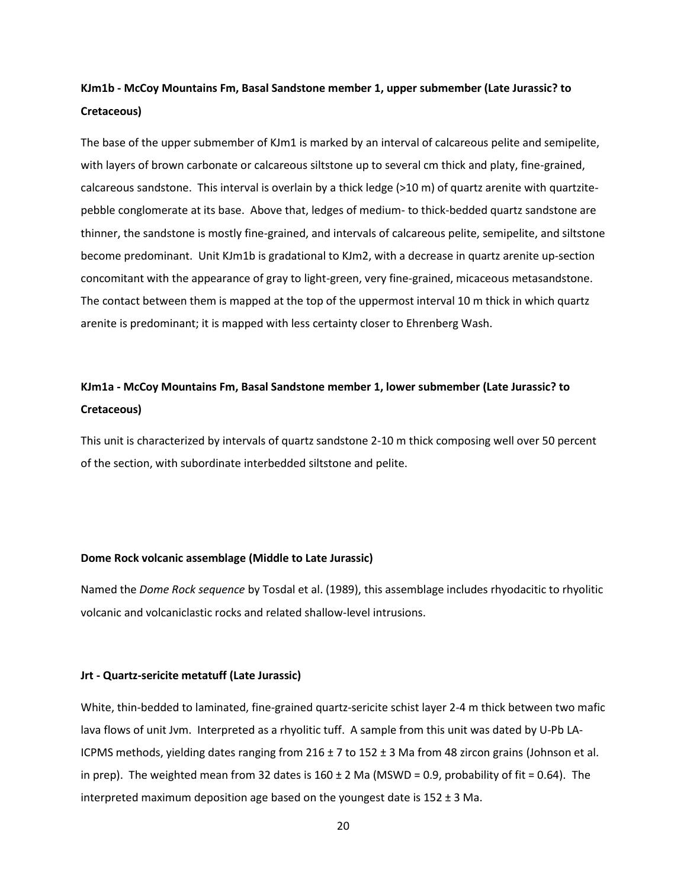**KJm1b - McCoy Mountains Fm, Basal Sandstone member 1, upper submember (Late Jurassic? to Cretaceous)**

The base of the upper submember of KJm1 is marked by an interval of calcareous pelite and semipelite, with layers of brown carbonate or calcareous siltstone up to several cm thick and platy, fine-grained, calcareous sandstone. This interval is overlain by a thick ledge (>10 m) of quartz arenite with quartzite-pebble conglomerate at its base. Above that, ledges of medium- to thick-bedded quartz sandstone are thinner, the sandstone is mostly fine-grained, and intervals of calcareous pelite, semipelite, and siltstone become predominant. Unit KJm1b is gradational to KJm2, with a decrease in quartz arenite up-section concomitant with the appearance of gray to light-green, very fine-grained, micaceous metasandstone. The contact between them is mapped at the top of the uppermost interval 10 m thick in which quartz arenite is predominant; it is mapped with less certainty closer to Ehrenberg Wash.

**KJm1a - McCoy Mountains Fm, Basal Sandstone member 1, lower submember (Late Jurassic? to Cretaceous)**

This unit is characterized by intervals of quartz sandstone 2-10 m thick composing well over 50 percent of the section, with subordinate interbedded siltstone and pelite.

**Dome Rock volcanic assemblage (Middle to Late Jurassic)**

Named the *Dome Rock sequence* by Tosdal et al. (1989), this assemblage includes rhyodacitic to rhyolitic volcanic and volcaniclastic rocks and related shallow-level intrusions.

**Jrt - Quartz-sericite metatuff (Late Jurassic)**

White, thin-bedded to laminated, fine-grained quartz-sericite schist layer 2-4 m thick between two mafic lava flows of unit Jvm. Interpreted as a rhyolitic tuff. A sample from this unit was dated by U-Pb LA-ICPMS methods, yielding dates ranging from 216 ± 7 to 152 ± 3 Ma from 48 zircon grains (Johnson et al. in prep). The weighted mean from 32 dates is 160 ± 2 Ma (MSWD = 0.9, probability of fit = 0.64). The interpreted maximum deposition age based on the youngest date is 152 ± 3 Ma.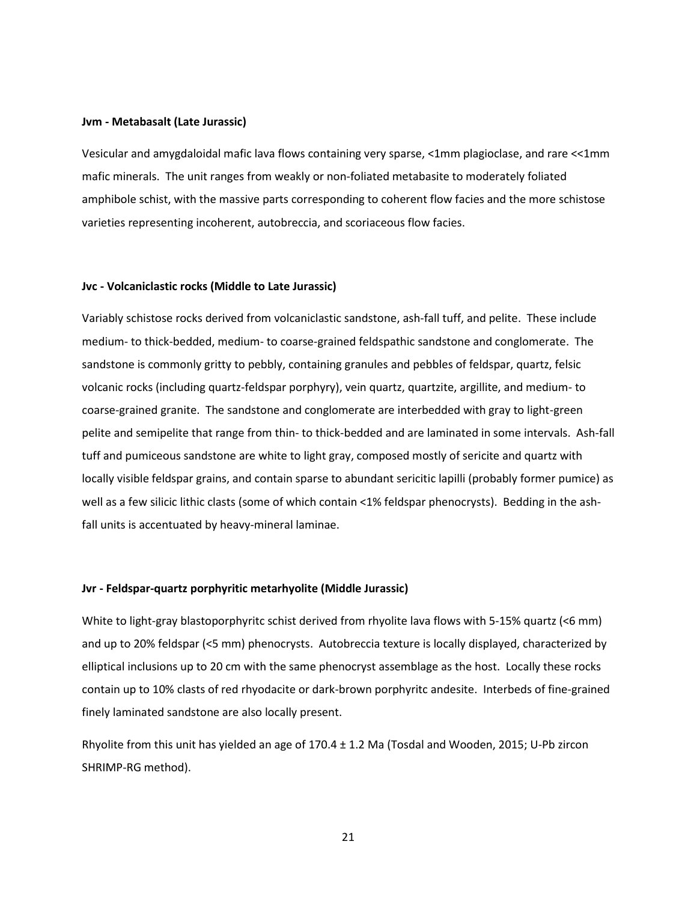**Jvm - Metabasalt (Late Jurassic)**

Vesicular and amygdaloidal mafic lava flows containing very sparse, <1mm plagioclase, and rare <<1mm mafic minerals. The unit ranges from weakly or non-foliated metabasite to moderately foliated amphibole schist, with the massive parts corresponding to coherent flow facies and the more schistose varieties representing incoherent, autobreccia, and scoriaceous flow facies.

**Jvc - Volcaniclastic rocks (Middle to Late Jurassic)**

Variably schistose rocks derived from volcaniclastic sandstone, ash-fall tuff, and pelite. These include medium- to thick-bedded, medium- to coarse-grained feldspathic sandstone and conglomerate. The sandstone is commonly gritty to pebbly, containing granules and pebbles of feldspar, quartz, felsic volcanic rocks (including quartz-feldspar porphyry), vein quartz, quartzite, argillite, and medium- to coarse-grained granite. The sandstone and conglomerate are interbedded with gray to light-green pelite and semipelite that range from thin- to thick-bedded and are laminated in some intervals. Ash-fall tuff and pumiceous sandstone are white to light gray, composed mostly of sericite and quartz with locally visible feldspar grains, and contain sparse to abundant sericitic lapilli (probably former pumice) as well as a few silicic lithic clasts (some of which contain <1% feldspar phenocrysts). Bedding in the ash-fall units is accentuated by heavy-mineral laminae.

**Jvr - Feldspar-quartz porphyritic metarhyolite (Middle Jurassic)**

White to light-gray blastoporphyritc schist derived from rhyolite lava flows with 5-15% quartz (<6 mm) and up to 20% feldspar (<5 mm) phenocrysts. Autobreccia texture is locally displayed, characterized by elliptical inclusions up to 20 cm with the same phenocryst assemblage as the host. Locally these rocks contain up to 10% clasts of red rhyodacite or dark-brown porphyritc andesite. Interbeds of fine-grained finely laminated sandstone are also locally present.

Rhyolite from this unit has yielded an age of 170.4 ± 1.2 Ma (Tosdal and Wooden, 2015; U-Pb zircon SHRIMP-RG method).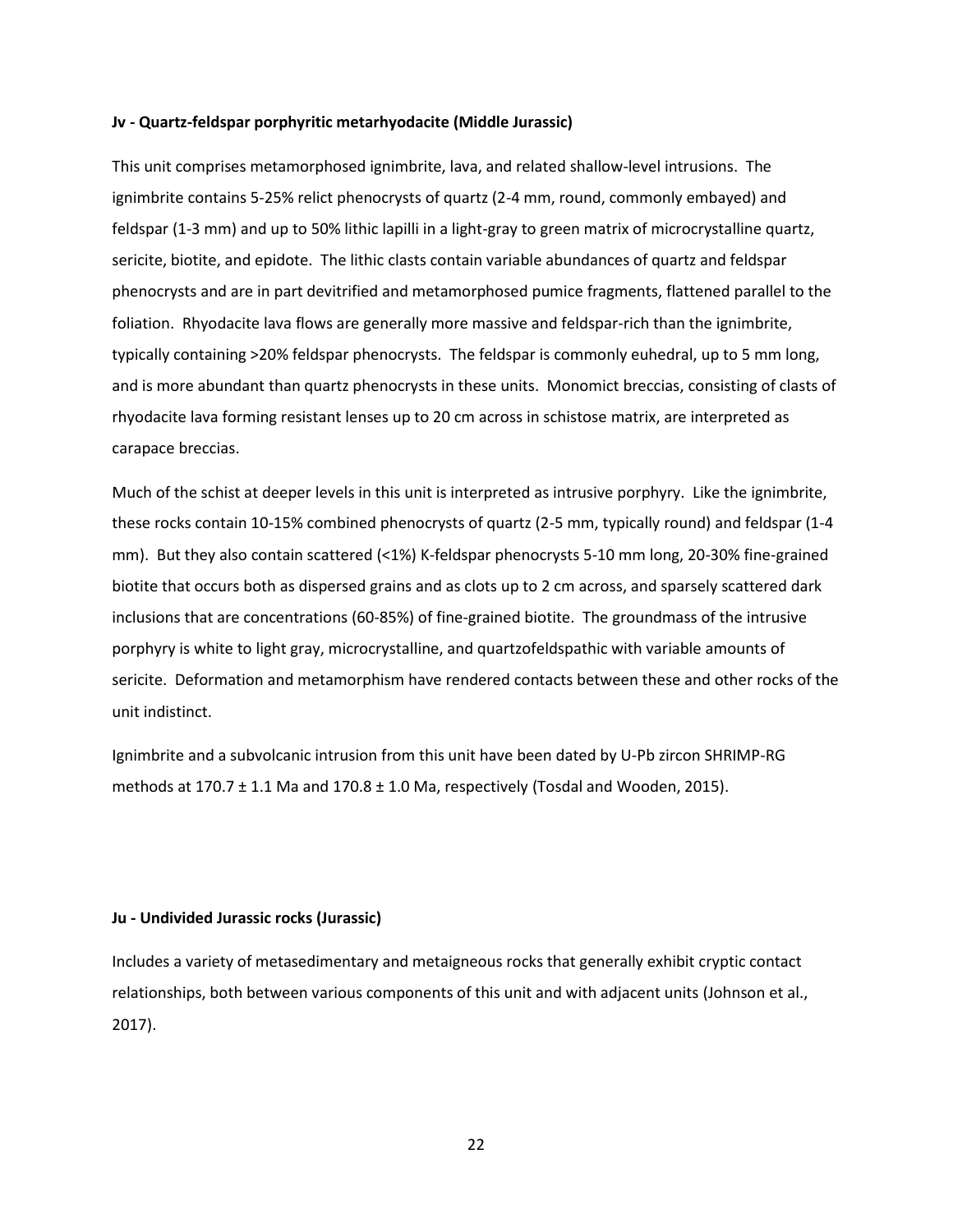**Jv - Quartz-feldspar porphyritic metarhyodacite (Middle Jurassic)**

This unit comprises metamorphosed ignimbrite, lava, and related shallow-level intrusions. The ignimbrite contains 5-25% relict phenocrysts of quartz (2-4 mm, round, commonly embayed) and feldspar (1-3 mm) and up to 50% lithic lapilli in a light-gray to green matrix of microcrystalline quartz, sericite, biotite, and epidote. The lithic clasts contain variable abundances of quartz and feldspar phenocrysts and are in part devitrified and metamorphosed pumice fragments, flattened parallel to the foliation. Rhyodacite lava flows are generally more massive and feldspar-rich than the ignimbrite, typically containing >20% feldspar phenocrysts. The feldspar is commonly euhedral, up to 5 mm long, and is more abundant than quartz phenocrysts in these units. Monomict breccias, consisting of clasts of rhyodacite lava forming resistant lenses up to 20 cm across in schistose matrix, are interpreted as carapace breccias.

Much of the schist at deeper levels in this unit is interpreted as intrusive porphyry. Like the ignimbrite, these rocks contain 10-15% combined phenocrysts of quartz (2-5 mm, typically round) and feldspar (1-4 mm). But they also contain scattered (<1%) K-feldspar phenocrysts 5-10 mm long, 20-30% fine-grained biotite that occurs both as dispersed grains and as clots up to 2 cm across, and sparsely scattered dark inclusions that are concentrations (60-85%) of fine-grained biotite. The groundmass of the intrusive porphyry is white to light gray, microcrystalline, and quartzofeldspathic with variable amounts of sericite. Deformation and metamorphism have rendered contacts between these and other rocks of the unit indistinct.

Ignimbrite and a subvolcanic intrusion from this unit have been dated by U-Pb zircon SHRIMP-RG methods at 170.7 ± 1.1 Ma and 170.8 ± 1.0 Ma, respectively (Tosdal and Wooden, 2015).

**Ju - Undivided Jurassic rocks (Jurassic)**

Includes a variety of metasedimentary and metaigneous rocks that generally exhibit cryptic contact relationships, both between various components of this unit and with adjacent units (Johnson et al., 2017).